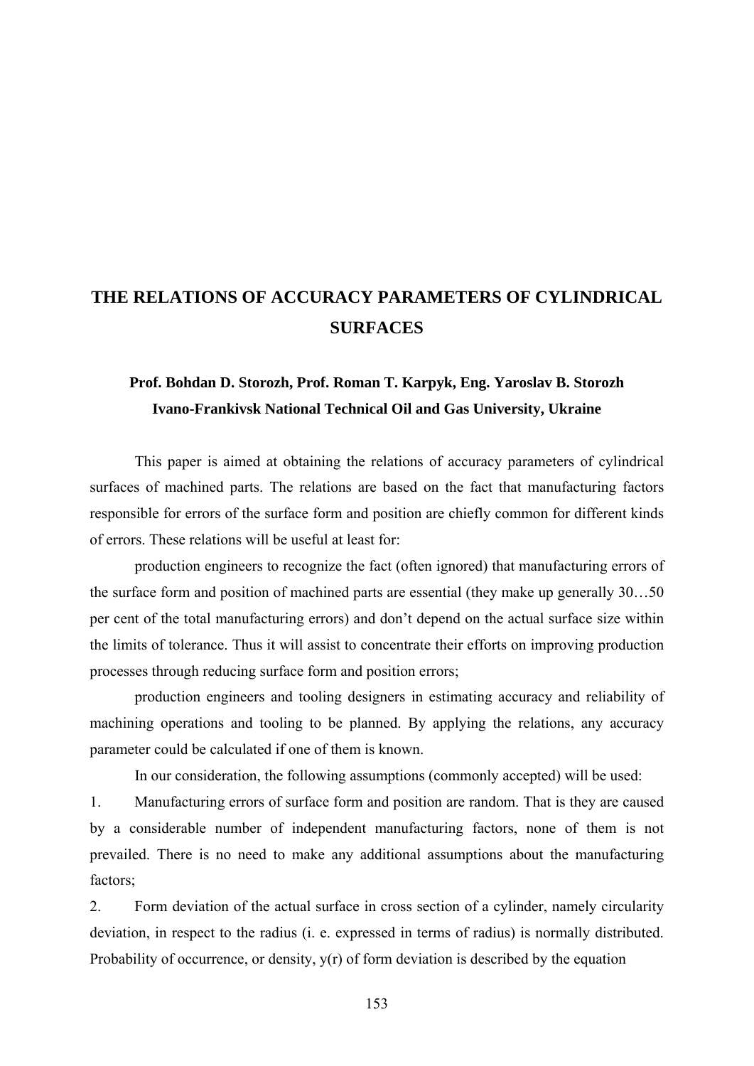# THE RELATIONS OF ACCURACY PARAMETERS OF CYLINDRICAL SURFACES

**Prof. Bohdan D. Storozh, Prof. Roman T. Karpyk, Eng. Yaroslav B. Storozh**
**Ivano-Frankivsk National Technical Oil and Gas University, Ukraine**

This paper is aimed at obtaining the relations of accuracy parameters of cylindrical surfaces of machined parts. The relations are based on the fact that manufacturing factors responsible for errors of the surface form and position are chiefly common for different kinds of errors. These relations will be useful at least for:

production engineers to recognize the fact (often ignored) that manufacturing errors of the surface form and position of machined parts are essential (they make up generally 30…50 per cent of the total manufacturing errors) and don't depend on the actual surface size within the limits of tolerance. Thus it will assist to concentrate their efforts on improving production processes through reducing surface form and position errors;

production engineers and tooling designers in estimating accuracy and reliability of machining operations and tooling to be planned. By applying the relations, any accuracy parameter could be calculated if one of them is known.

In our consideration, the following assumptions (commonly accepted) will be used:

1. Manufacturing errors of surface form and position are random. That is they are caused by a considerable number of independent manufacturing factors, none of them is not prevailed. There is no need to make any additional assumptions about the manufacturing factors;
2. Form deviation of the actual surface in cross section of a cylinder, namely circularity deviation, in respect to the radius (i. e. expressed in terms of radius) is normally distributed. Probability of occurrence, or density, $y(r)$ of form deviation is described by the equation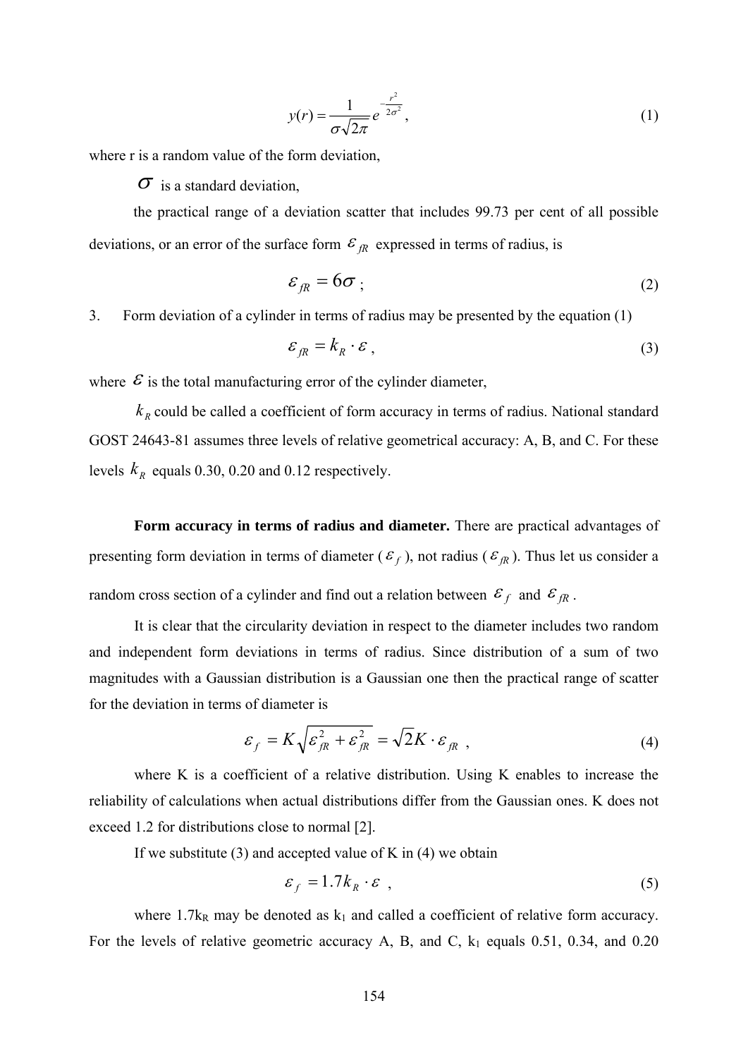$$y(r) = \frac{1}{\sigma\sqrt{2\pi}} e^{-\frac{r^2}{2\sigma^2}}, \tag{1}$$

where r is a random value of the form deviation,

$\sigma$ is a standard deviation,

the practical range of a deviation scatter that includes 99.73 per cent of all possible deviations, or an error of the surface form $\varepsilon_{fR}$ expressed in terms of radius, is

$$\varepsilon_{fR} = 6\sigma \; ; \tag{2}$$

3. Form deviation of a cylinder in terms of radius may be presented by the equation (1)

$$\varepsilon_{fR} = k_R \cdot \varepsilon \, , \tag{3}$$

where $\varepsilon$ is the total manufacturing error of the cylinder diameter,

$k_R$ could be called a coefficient of form accuracy in terms of radius. National standard GOST 24643-81 assumes three levels of relative geometrical accuracy: A, B, and C. For these levels $k_R$ equals 0.30, 0.20 and 0.12 respectively.

**Form accuracy in terms of radius and diameter.** There are practical advantages of presenting form deviation in terms of diameter ($\varepsilon_f$), not radius ($\varepsilon_{fR}$). Thus let us consider a random cross section of a cylinder and find out a relation between $\varepsilon_f$ and $\varepsilon_{fR}$.

It is clear that the circularity deviation in respect to the diameter includes two random and independent form deviations in terms of radius. Since distribution of a sum of two magnitudes with a Gaussian distribution is a Gaussian one then the practical range of scatter for the deviation in terms of diameter is

$$\varepsilon_f = K\sqrt{\varepsilon_{fR}^2 + \varepsilon_{fR}^2} = \sqrt{2}K \cdot \varepsilon_{fR} \; , \tag{4}$$

where K is a coefficient of a relative distribution. Using K enables to increase the reliability of calculations when actual distributions differ from the Gaussian ones. K does not exceed 1.2 for distributions close to normal [2].

If we substitute (3) and accepted value of K in (4) we obtain

$$\varepsilon_f = 1.7 k_R \cdot \varepsilon \; , \tag{5}$$

where $1.7k_R$ may be denoted as $k_1$ and called a coefficient of relative form accuracy. For the levels of relative geometric accuracy A, B, and C, $k_1$ equals 0.51, 0.34, and 0.20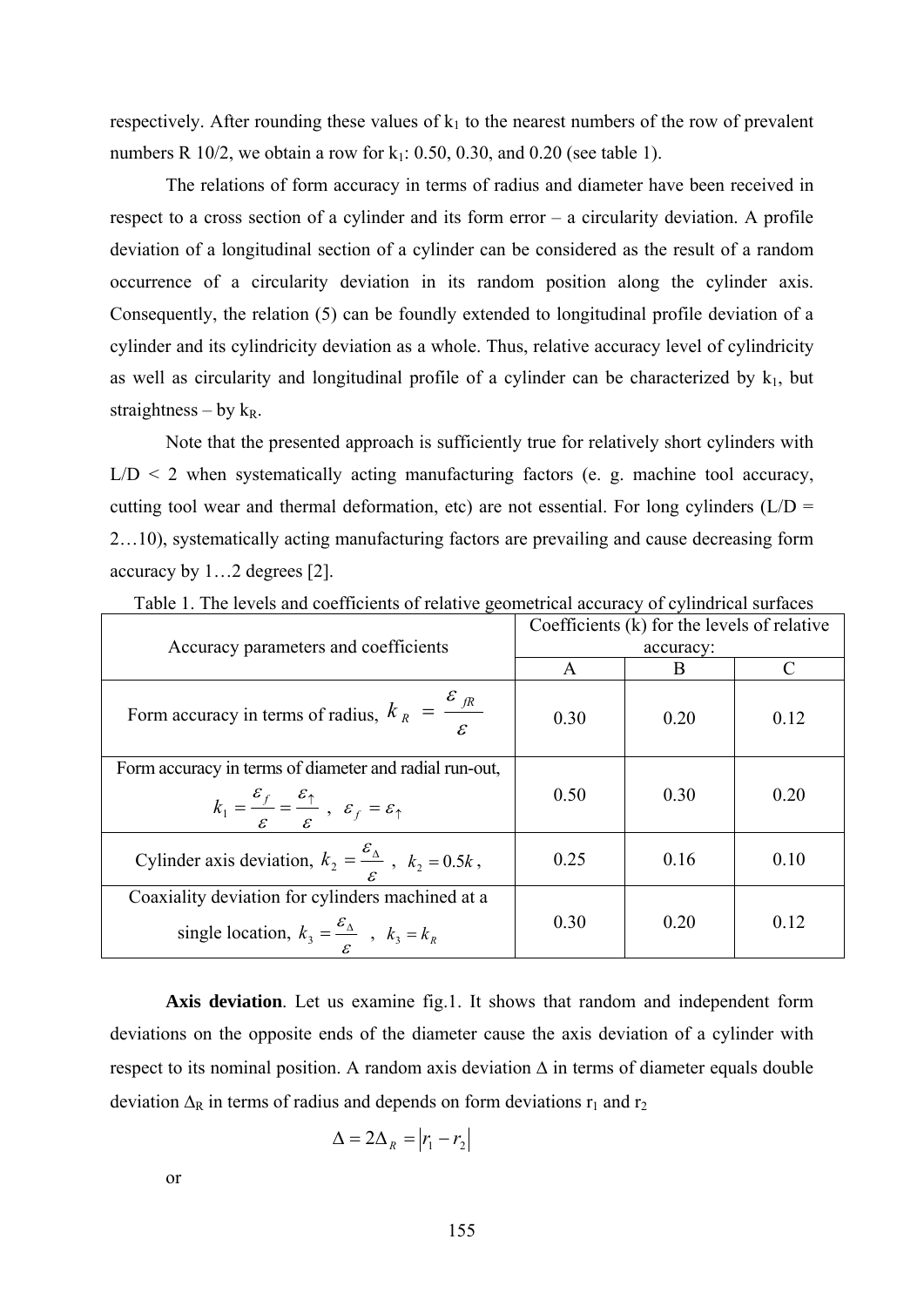respectively. After rounding these values of $k_1$ to the nearest numbers of the row of prevalent numbers R 10/2, we obtain a row for $k_1$: 0.50, 0.30, and 0.20 (see table 1).

The relations of form accuracy in terms of radius and diameter have been received in respect to a cross section of a cylinder and its form error – a circularity deviation. A profile deviation of a longitudinal section of a cylinder can be considered as the result of a random occurrence of a circularity deviation in its random position along the cylinder axis. Consequently, the relation (5) can be foundly extended to longitudinal profile deviation of a cylinder and its cylindricity deviation as a whole. Thus, relative accuracy level of cylindricity as well as circularity and longitudinal profile of a cylinder can be characterized by $k_1$, but straightness – by $k_R$.

Note that the presented approach is sufficiently true for relatively short cylinders with L/D < 2 when systematically acting manufacturing factors (e. g. machine tool accuracy, cutting tool wear and thermal deformation, etc) are not essential. For long cylinders (L/D = 2…10), systematically acting manufacturing factors are prevailing and cause decreasing form accuracy by 1…2 degrees [2].

Table 1. The levels and coefficients of relative geometrical accuracy of cylindrical surfaces

| Accuracy parameters and coefficients | Coefficients (k) for the levels of relative accuracy: | | |
|---|---|---|---|
| | A | B | C |
| Form accuracy in terms of radius, $k_R = \frac{\varepsilon_{fR}}{\varepsilon}$ | 0.30 | 0.20 | 0.12 |
| Form accuracy in terms of diameter and radial run-out, $k_1 = \frac{\varepsilon_f}{\varepsilon} = \frac{\varepsilon_{\uparrow}}{\varepsilon}$ , $\varepsilon_f = \varepsilon_{\uparrow}$ | 0.50 | 0.30 | 0.20 |
| Cylinder axis deviation, $k_2 = \frac{\varepsilon_{\Delta}}{\varepsilon}$ , $k_2 = 0.5k$ , | 0.25 | 0.16 | 0.10 |
| Coaxiality deviation for cylinders machined at a single location, $k_3 = \frac{\varepsilon_{\Delta}}{\varepsilon}$ , $k_3 = k_R$ | 0.30 | 0.20 | 0.12 |

**Axis deviation**. Let us examine fig.1. It shows that random and independent form deviations on the opposite ends of the diameter cause the axis deviation of a cylinder with respect to its nominal position. A random axis deviation Δ in terms of diameter equals double deviation $\Delta_R$ in terms of radius and depends on form deviations $r_1$ and $r_2$

$$\Delta = 2\Delta_R = |r_1 - r_2|$$

or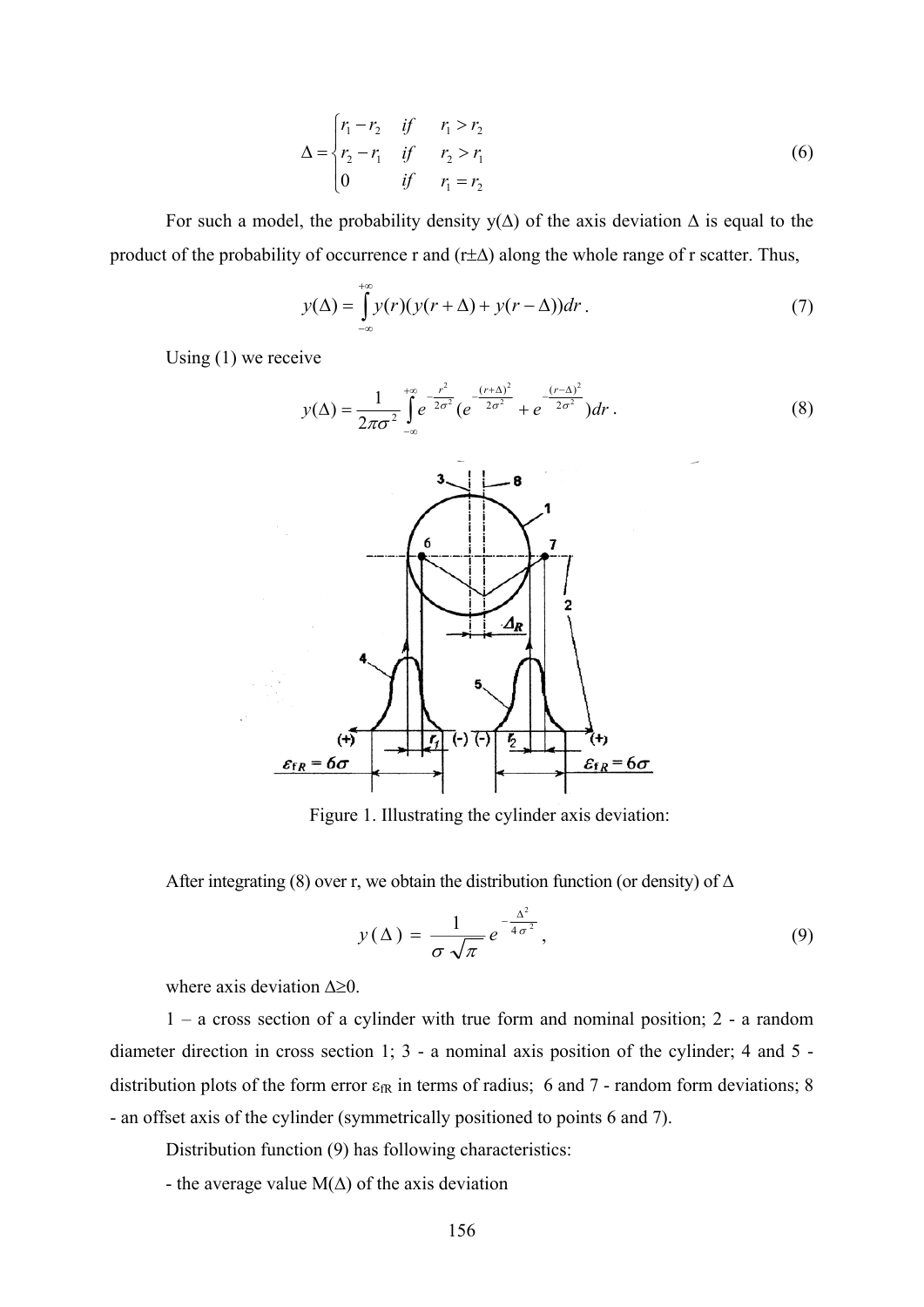$$\Delta = \begin{cases} r_1 - r_2 & if \quad r_1 > r_2 \\ r_2 - r_1 & if \quad r_2 > r_1 \\ 0 & if \quad r_1 = r_2 \end{cases} \tag{6}$$

For such a model, the probability density y(Δ) of the axis deviation Δ is equal to the product of the probability of occurrence r and (r±Δ) along the whole range of r scatter. Thus,

$$y(\Delta) = \int_{-\infty}^{+\infty} y(r)(y(r+\Delta) + y(r-\Delta))dr \,. \tag{7}$$

Using (1) we receive

$$y(\Delta) = \frac{1}{2\pi\sigma^2} \int_{-\infty}^{+\infty} e^{-\frac{r^2}{2\sigma^2}} (e^{-\frac{(r+\Delta)^2}{2\sigma^2}} + e^{-\frac{(r-\Delta)^2}{2\sigma^2}})dr \,. \tag{8}$$

Figure 1. Illustrating the cylinder axis deviation:

After integrating (8) over r, we obtain the distribution function (or density) of Δ

$$y(\Delta) = \frac{1}{\sigma\sqrt{\pi}} e^{-\frac{\Delta^2}{4\sigma^2}} \,, \tag{9}$$

where axis deviation Δ≥0.

1 – a cross section of a cylinder with true form and nominal position; 2 - a random diameter direction in cross section 1; 3 - a nominal axis position of the cylinder; 4 and 5 - distribution plots of the form error $\varepsilon_{fR}$ in terms of radius; 6 and 7 - random form deviations; 8 - an offset axis of the cylinder (symmetrically positioned to points 6 and 7).

Distribution function (9) has following characteristics:

- the average value M(Δ) of the axis deviation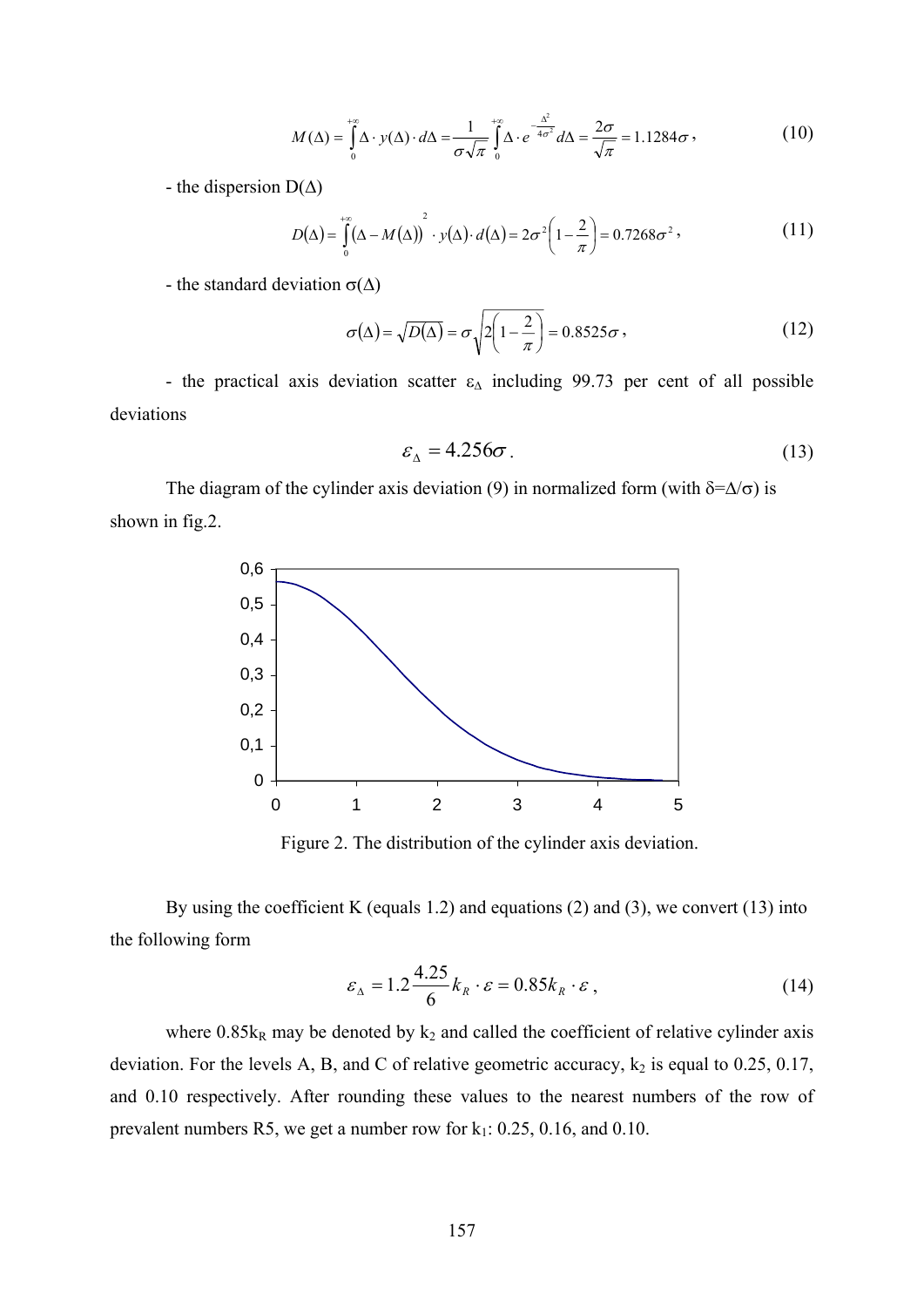$$M(\Delta) = \int_{0}^{+\infty} \Delta \cdot y(\Delta) \cdot d\Delta = \frac{1}{\sigma\sqrt{\pi}} \int_{0}^{+\infty} \Delta \cdot e^{-\frac{\Delta^2}{4\sigma^2}} d\Delta = \frac{2\sigma}{\sqrt{\pi}} = 1.1284\sigma\,, \tag{10}$$

- the dispersion D(Δ)

$$D(\Delta) = \int_{0}^{+\infty} (\Delta - M(\Delta))^2 \cdot y(\Delta) \cdot d(\Delta) = 2\sigma^2\left(1 - \frac{2}{\pi}\right) = 0.7268\sigma^2\,, \tag{11}$$

- the standard deviation σ(Δ)

$$\sigma(\Delta) = \sqrt{D(\Delta)} = \sigma\sqrt{2\left(1 - \frac{2}{\pi}\right)} = 0.8525\sigma\,, \tag{12}$$

- the practical axis deviation scatter $\varepsilon_\Delta$ including 99.73 per cent of all possible deviations

$$\varepsilon_\Delta = 4.256\sigma\,. \tag{13}$$

The diagram of the cylinder axis deviation (9) in normalized form (with δ=Δ/σ) is shown in fig.2.

Figure 2. The distribution of the cylinder axis deviation.

By using the coefficient K (equals 1.2) and equations (2) and (3), we convert (13) into the following form

$$\varepsilon_\Delta = 1.2\frac{4.25}{6}k_R \cdot \varepsilon = 0.85k_R \cdot \varepsilon\,, \tag{14}$$

where $0.85k_R$ may be denoted by $k_2$ and called the coefficient of relative cylinder axis deviation. For the levels A, B, and C of relative geometric accuracy, $k_2$ is equal to 0.25, 0.17, and 0.10 respectively. After rounding these values to the nearest numbers of the row of prevalent numbers R5, we get a number row for $k_1$: 0.25, 0.16, and 0.10.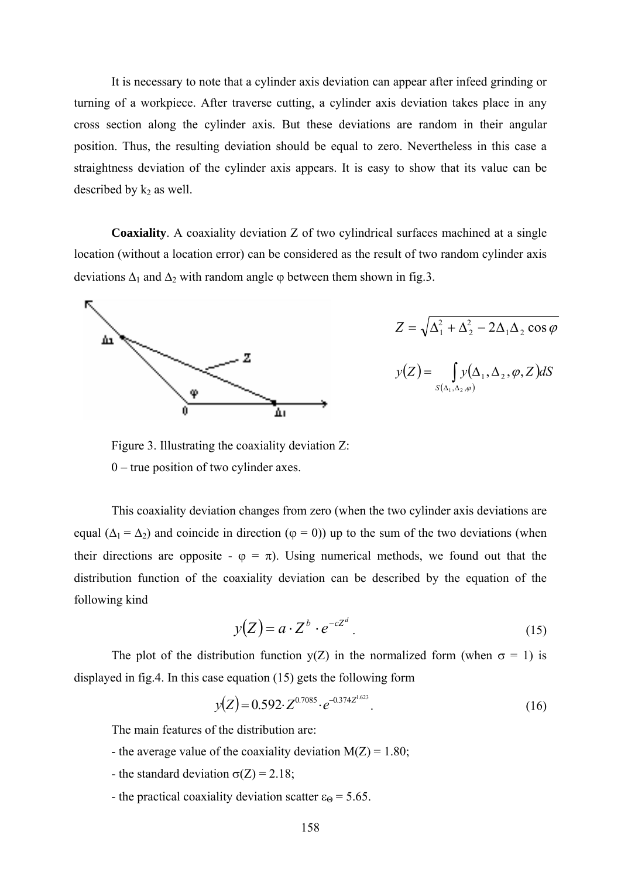It is necessary to note that a cylinder axis deviation can appear after infeed grinding or turning of a workpiece. After traverse cutting, a cylinder axis deviation takes place in any cross section along the cylinder axis. But these deviations are random in their angular position. Thus, the resulting deviation should be equal to zero. Nevertheless in this case a straightness deviation of the cylinder axis appears. It is easy to show that its value can be described by $k_2$ as well.

**Coaxiality**. A coaxiality deviation Z of two cylindrical surfaces machined at a single location (without a location error) can be considered as the result of two random cylinder axis deviations $\Delta_1$ and $\Delta_2$ with random angle $\varphi$ between them shown in fig.3.

$$Z = \sqrt{\Delta_1^2 + \Delta_2^2 - 2\Delta_1\Delta_2 \cos\varphi}$$

$$y(Z) = \int\limits_{S(\Delta_1, \Delta_2, \varphi)} y(\Delta_1, \Delta_2, \varphi, Z)\, dS$$

Figure 3. Illustrating the coaxiality deviation Z:
0 – true position of two cylinder axes.

This coaxiality deviation changes from zero (when the two cylinder axis deviations are equal ($\Delta_1 = \Delta_2$) and coincide in direction ($\varphi = 0$)) up to the sum of the two deviations (when their directions are opposite - $\varphi = \pi$). Using numerical methods, we found out that the distribution function of the coaxiality deviation can be described by the equation of the following kind

$$y(Z) = a \cdot Z^b \cdot e^{-cZ^d}. \tag{15}$$

The plot of the distribution function y(Z) in the normalized form (when $\sigma = 1$) is displayed in fig.4. In this case equation (15) gets the following form

$$y(Z) = 0.592 \cdot Z^{0.7085} \cdot e^{-0.374Z^{1.623}}. \tag{16}$$

The main features of the distribution are:

- the average value of the coaxiality deviation M(Z) = 1.80;
- the standard deviation $\sigma(Z) = 2.18$;
- the practical coaxiality deviation scatter $\varepsilon_\Theta = 5.65$.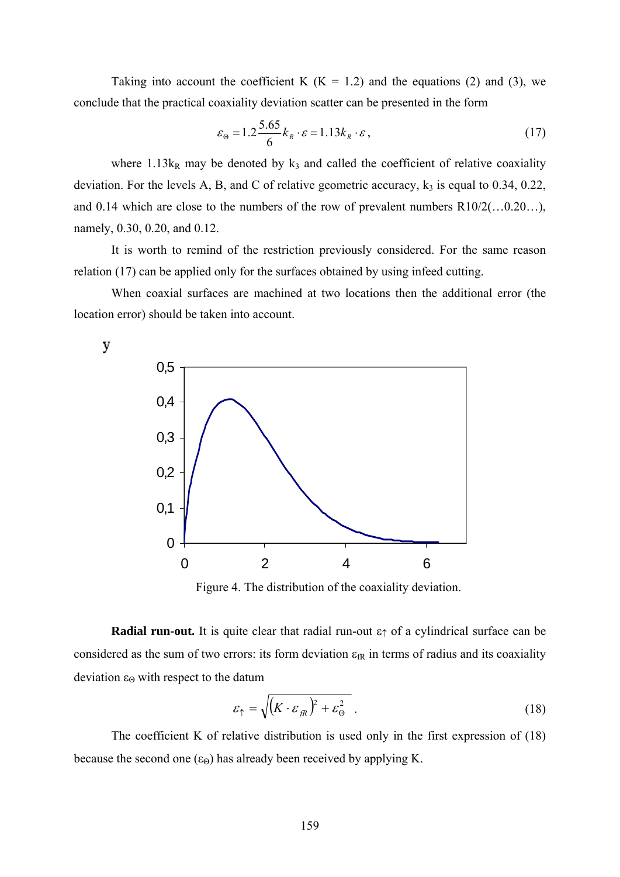Taking into account the coefficient K (K = 1.2) and the equations (2) and (3), we conclude that the practical coaxiality deviation scatter can be presented in the form

$$\varepsilon_{\Theta} = 1.2\frac{5.65}{6}k_R \cdot \varepsilon = 1.13k_R \cdot \varepsilon\,, \tag{17}$$

where $1.13k_R$ may be denoted by $k_3$ and called the coefficient of relative coaxiality deviation. For the levels A, B, and C of relative geometric accuracy, $k_3$ is equal to 0.34, 0.22, and 0.14 which are close to the numbers of the row of prevalent numbers R10/2(…0.20…), namely, 0.30, 0.20, and 0.12.

It is worth to remind of the restriction previously considered. For the same reason relation (17) can be applied only for the surfaces obtained by using infeed cutting.

When coaxial surfaces are machined at two locations then the additional error (the location error) should be taken into account.

Figure 4. The distribution of the coaxiality deviation.

**Radial run-out.** It is quite clear that radial run-out $\varepsilon_{\uparrow}$ of a cylindrical surface can be considered as the sum of two errors: its form deviation $\varepsilon_{fR}$ in terms of radius and its coaxiality deviation $\varepsilon_{\Theta}$ with respect to the datum

$$\varepsilon_{\uparrow} = \sqrt{\left(K \cdot \varepsilon_{fR}\right)^2 + \varepsilon_{\Theta}^2}\ . \tag{18}$$

The coefficient K of relative distribution is used only in the first expression of (18) because the second one ($\varepsilon_{\Theta}$) has already been received by applying K.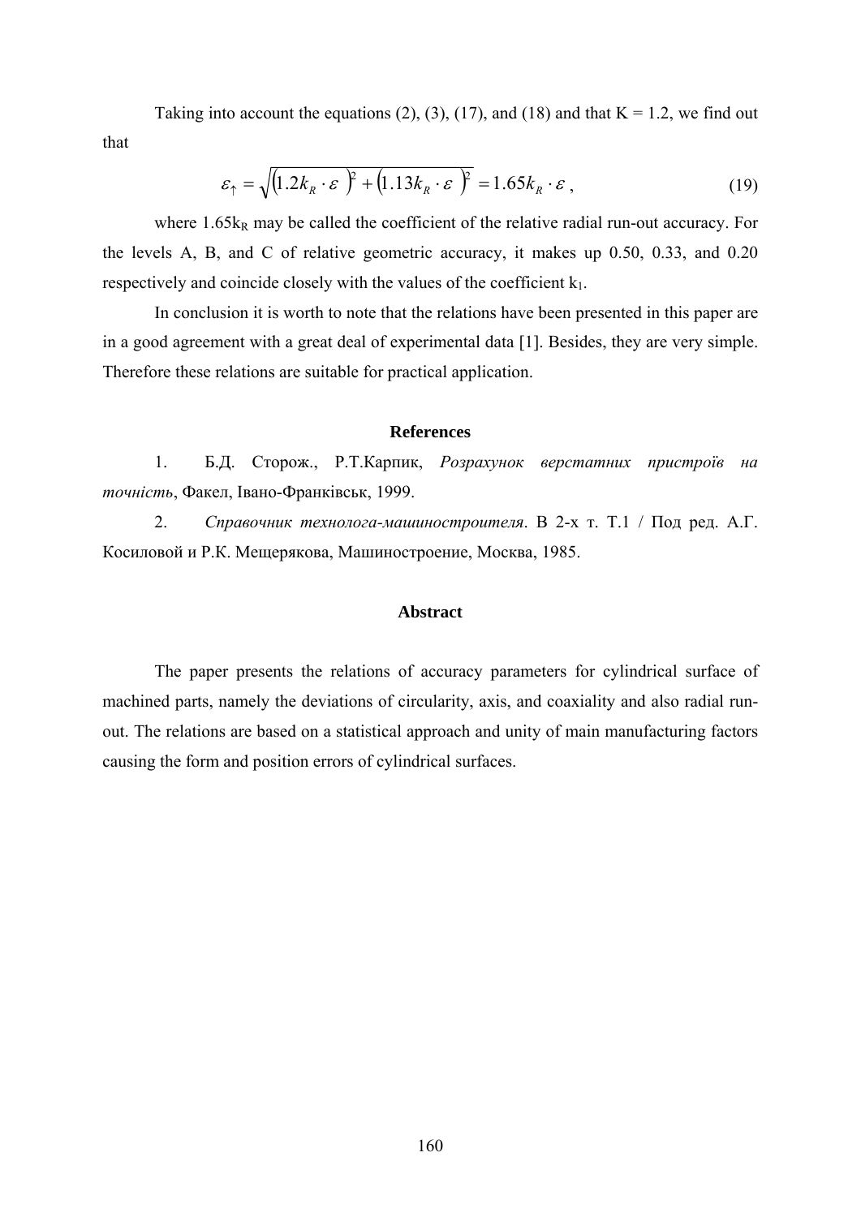Taking into account the equations (2), (3), (17), and (18) and that K = 1.2, we find out that

$$\varepsilon_{\uparrow} = \sqrt{\left(1.2k_R \cdot \varepsilon\right)^2 + \left(1.13k_R \cdot \varepsilon\right)^2} = 1.65k_R \cdot \varepsilon\,, \tag{19}$$

where $1.65k_R$ may be called the coefficient of the relative radial run-out accuracy. For the levels A, B, and C of relative geometric accuracy, it makes up 0.50, 0.33, and 0.20 respectively and coincide closely with the values of the coefficient $k_1$.

In conclusion it is worth to note that the relations have been presented in this paper are in a good agreement with a great deal of experimental data [1]. Besides, they are very simple. Therefore these relations are suitable for practical application.

## References

1. Б.Д. Сторож., Р.Т.Карпик, *Розрахунок верстатних пристроїв на точність*, Факел, Івано-Франківськ, 1999.
2. *Справочник технолога-машиностроителя*. В 2-х т. Т.1 / Под ред. А.Г. Косиловой и Р.К. Мещерякова, Машиностроение, Москва, 1985.

## Abstract

The paper presents the relations of accuracy parameters for cylindrical surface of machined parts, namely the deviations of circularity, axis, and coaxiality and also radial run-out. The relations are based on a statistical approach and unity of main manufacturing factors causing the form and position errors of cylindrical surfaces.